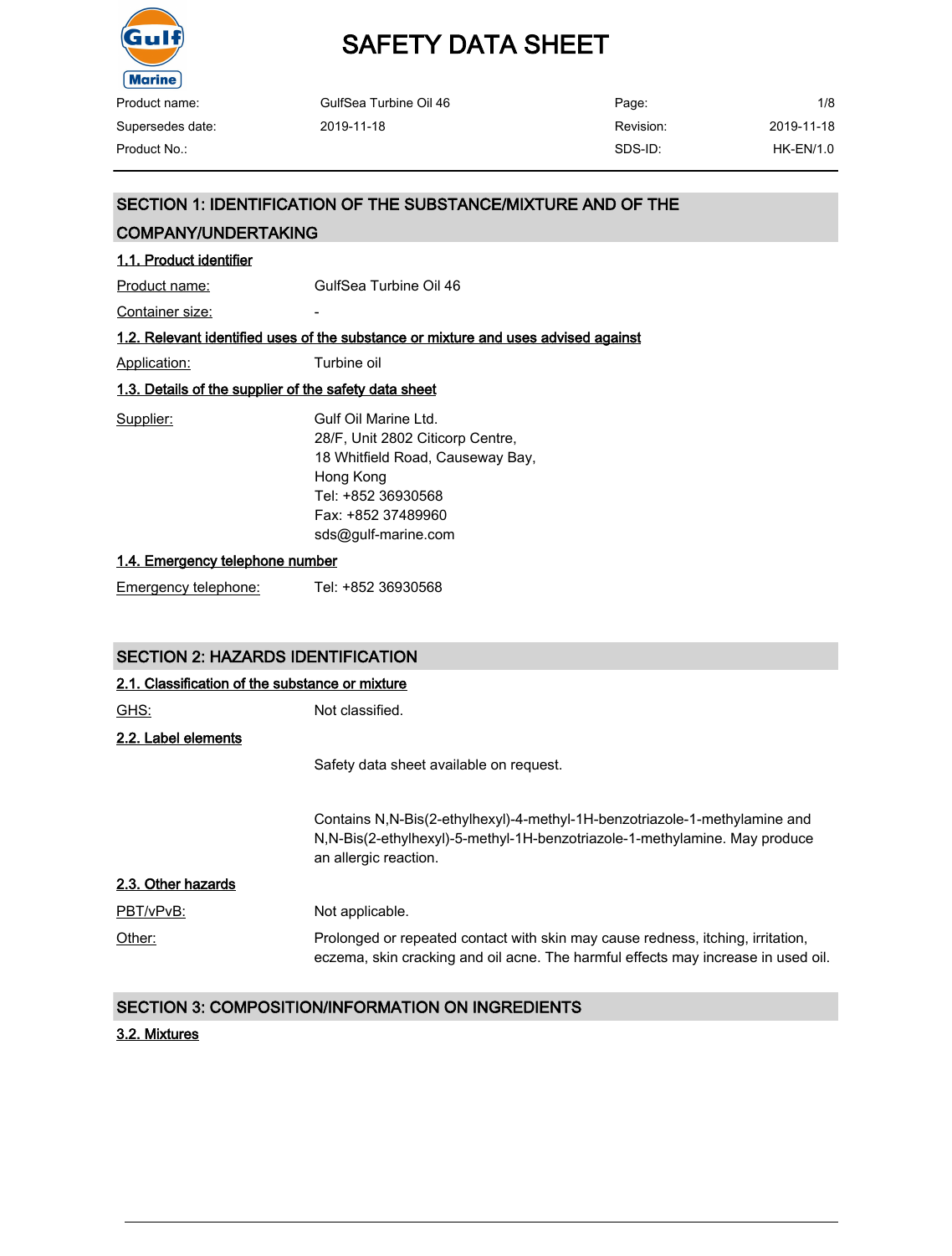# SAFETY DATA SHEET

| Product name: | GulfSea Turbine Oil 46 | Page: | 1/8 |
| --- | --- | --- | --- |
| Supersedes date: | 2019-11-18 | Revision: | 2019-11-18 |
| Product No.: | | SDS-ID: | HK-EN/1.0 |

## SECTION 1: IDENTIFICATION OF THE SUBSTANCE/MIXTURE AND OF THE COMPANY/UNDERTAKING

### 1.1. Product identifier

Product name: GulfSea Turbine Oil 46

Container size: -

### 1.2. Relevant identified uses of the substance or mixture and uses advised against

Application: Turbine oil

### 1.3. Details of the supplier of the safety data sheet

Supplier: Gulf Oil Marine Ltd.
28/F, Unit 2802 Citicorp Centre,
18 Whitfield Road, Causeway Bay,
Hong Kong
Tel: +852 36930568
Fax: +852 37489960
sds@gulf-marine.com

### 1.4. Emergency telephone number

Emergency telephone: Tel: +852 36930568

## SECTION 2: HAZARDS IDENTIFICATION

### 2.1. Classification of the substance or mixture

GHS: Not classified.

### 2.2. Label elements

Safety data sheet available on request.

Contains N,N-Bis(2-ethylhexyl)-4-methyl-1H-benzotriazole-1-methylamine and N,N-Bis(2-ethylhexyl)-5-methyl-1H-benzotriazole-1-methylamine. May produce an allergic reaction.

### 2.3. Other hazards

PBT/vPvB: Not applicable.

Other: Prolonged or repeated contact with skin may cause redness, itching, irritation, eczema, skin cracking and oil acne. The harmful effects may increase in used oil.

## SECTION 3: COMPOSITION/INFORMATION ON INGREDIENTS

### 3.2. Mixtures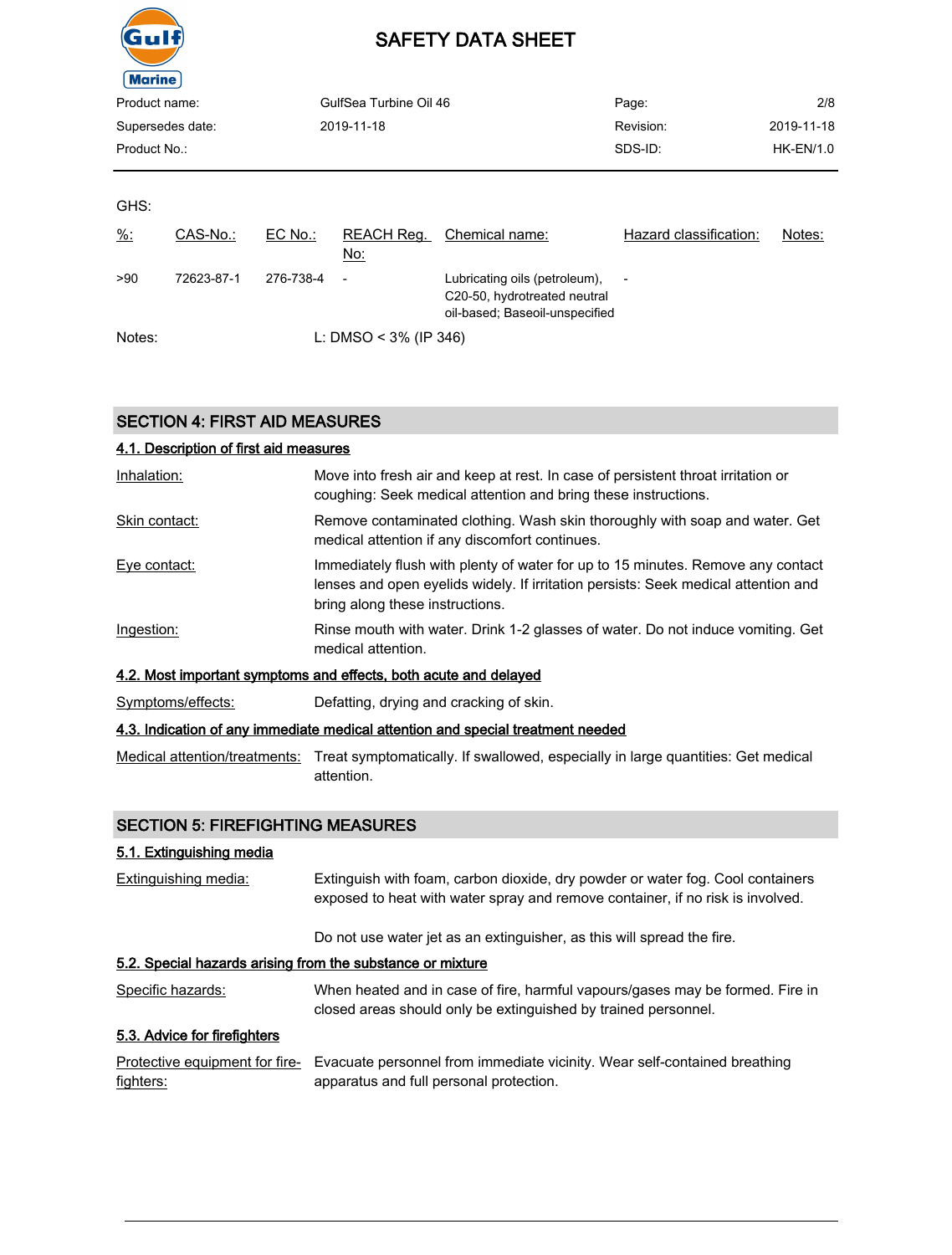GHS:

| %: | CAS-No.: | EC No.: | REACH Reg. No: | Chemical name: | Hazard classification: | Notes: |
|---|---|---|---|---|---|---|
| >90 | 72623-87-1 | 276-738-4 | - | Lubricating oils (petroleum), C20-50, hydrotreated neutral oil-based; Baseoil-unspecified | - | |

Notes: L: DMSO < 3% (IP 346)

## SECTION 4: FIRST AID MEASURES

### 4.1. Description of first aid measures

**Inhalation:** Move into fresh air and keep at rest. In case of persistent throat irritation or coughing: Seek medical attention and bring these instructions.

**Skin contact:** Remove contaminated clothing. Wash skin thoroughly with soap and water. Get medical attention if any discomfort continues.

**Eye contact:** Immediately flush with plenty of water for up to 15 minutes. Remove any contact lenses and open eyelids widely. If irritation persists: Seek medical attention and bring along these instructions.

**Ingestion:** Rinse mouth with water. Drink 1-2 glasses of water. Do not induce vomiting. Get medical attention.

### 4.2. Most important symptoms and effects, both acute and delayed

**Symptoms/effects:** Defatting, drying and cracking of skin.

### 4.3. Indication of any immediate medical attention and special treatment needed

**Medical attention/treatments:** Treat symptomatically. If swallowed, especially in large quantities: Get medical attention.

## SECTION 5: FIREFIGHTING MEASURES

### 5.1. Extinguishing media

**Extinguishing media:** Extinguish with foam, carbon dioxide, dry powder or water fog. Cool containers exposed to heat with water spray and remove container, if no risk is involved.

Do not use water jet as an extinguisher, as this will spread the fire.

### 5.2. Special hazards arising from the substance or mixture

**Specific hazards:** When heated and in case of fire, harmful vapours/gases may be formed. Fire in closed areas should only be extinguished by trained personnel.

### 5.3. Advice for firefighters

**Protective equipment for fire-fighters:** Evacuate personnel from immediate vicinity. Wear self-contained breathing apparatus and full personal protection.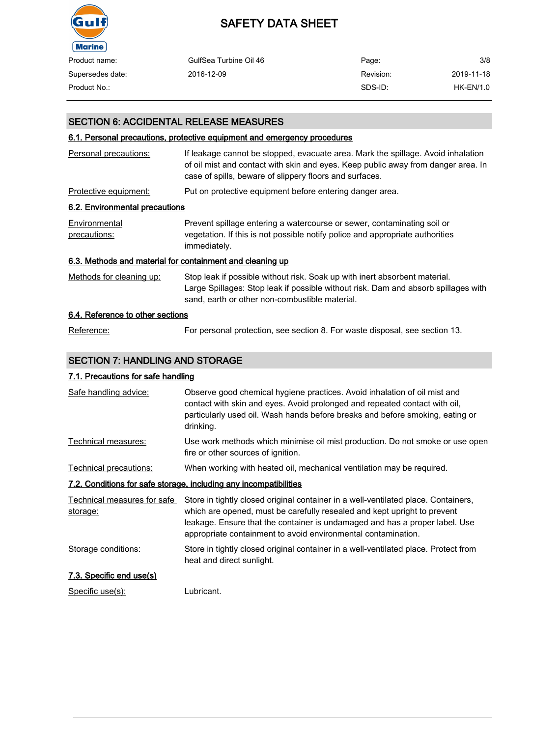## SECTION 6: ACCIDENTAL RELEASE MEASURES

### 6.1. Personal precautions, protective equipment and emergency procedures

| | |
|---|---|
| Personal precautions: | If leakage cannot be stopped, evacuate area. Mark the spillage. Avoid inhalation of oil mist and contact with skin and eyes. Keep public away from danger area. In case of spills, beware of slippery floors and surfaces. |
| Protective equipment: | Put on protective equipment before entering danger area. |

### 6.2. Environmental precautions

| | |
|---|---|
| Environmental precautions: | Prevent spillage entering a watercourse or sewer, contaminating soil or vegetation. If this is not possible notify police and appropriate authorities immediately. |

### 6.3. Methods and material for containment and cleaning up

| | |
|---|---|
| Methods for cleaning up: | Stop leak if possible without risk. Soak up with inert absorbent material. Large Spillages: Stop leak if possible without risk. Dam and absorb spillages with sand, earth or other non-combustible material. |

### 6.4. Reference to other sections

| | |
|---|---|
| Reference: | For personal protection, see section 8. For waste disposal, see section 13. |

## SECTION 7: HANDLING AND STORAGE

### 7.1. Precautions for safe handling

| | |
|---|---|
| Safe handling advice: | Observe good chemical hygiene practices. Avoid inhalation of oil mist and contact with skin and eyes. Avoid prolonged and repeated contact with oil, particularly used oil. Wash hands before breaks and before smoking, eating or drinking. |
| Technical measures: | Use work methods which minimise oil mist production. Do not smoke or use open fire or other sources of ignition. |
| Technical precautions: | When working with heated oil, mechanical ventilation may be required. |

### 7.2. Conditions for safe storage, including any incompatibilities

| | |
|---|---|
| Technical measures for safe storage: | Store in tightly closed original container in a well-ventilated place. Containers, which are opened, must be carefully resealed and kept upright to prevent leakage. Ensure that the container is undamaged and has a proper label. Use appropriate containment to avoid environmental contamination. |
| Storage conditions: | Store in tightly closed original container in a well-ventilated place. Protect from heat and direct sunlight. |

### 7.3. Specific end use(s)

| | |
|---|---|
| Specific use(s): | Lubricant. |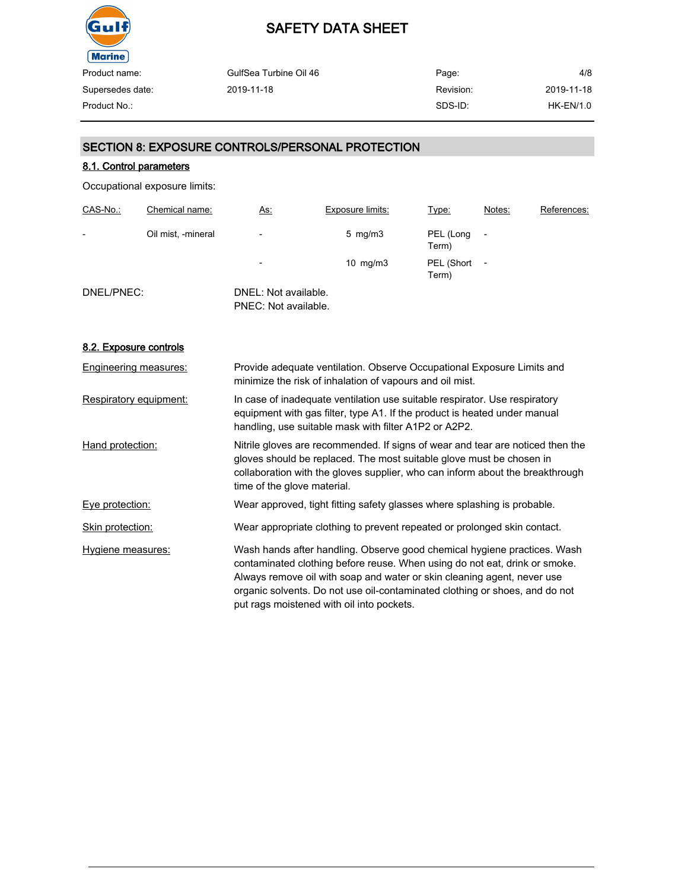## SECTION 8: EXPOSURE CONTROLS/PERSONAL PROTECTION

### 8.1. Control parameters

Occupational exposure limits:

| CAS-No.: | Chemical name: | As: | Exposure limits: | Type: | Notes: | References: |
|---|---|---|---|---|---|---|
| - | Oil mist, -mineral | - | 5 mg/m3 | PEL (Long Term) | - | |
| | | - | 10 mg/m3 | PEL (Short Term) | - | |

DNEL/PNEC: DNEL: Not available.
PNEC: Not available.

### 8.2. Exposure controls

**Engineering measures:** Provide adequate ventilation. Observe Occupational Exposure Limits and minimize the risk of inhalation of vapours and oil mist.

**Respiratory equipment:** In case of inadequate ventilation use suitable respirator. Use respiratory equipment with gas filter, type A1. If the product is heated under manual handling, use suitable mask with filter A1P2 or A2P2.

**Hand protection:** Nitrile gloves are recommended. If signs of wear and tear are noticed then the gloves should be replaced. The most suitable glove must be chosen in collaboration with the gloves supplier, who can inform about the breakthrough time of the glove material.

**Eye protection:** Wear approved, tight fitting safety glasses where splashing is probable.

**Skin protection:** Wear appropriate clothing to prevent repeated or prolonged skin contact.

**Hygiene measures:** Wash hands after handling. Observe good chemical hygiene practices. Wash contaminated clothing before reuse. When using do not eat, drink or smoke. Always remove oil with soap and water or skin cleaning agent, never use organic solvents. Do not use oil-contaminated clothing or shoes, and do not put rags moistened with oil into pockets.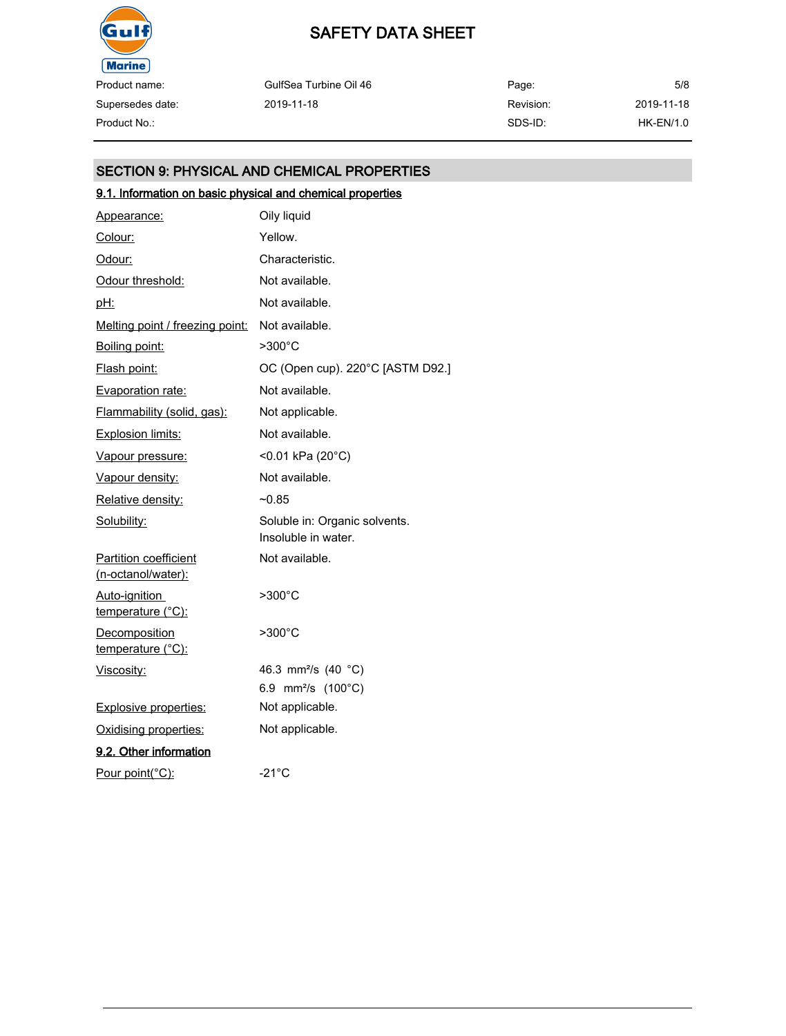## SECTION 9: PHYSICAL AND CHEMICAL PROPERTIES

### 9.1. Information on basic physical and chemical properties

| Property | Value |
|---|---|
| Appearance: | Oily liquid |
| Colour: | Yellow. |
| Odour: | Characteristic. |
| Odour threshold: | Not available. |
| pH: | Not available. |
| Melting point / freezing point: | Not available. |
| Boiling point: | >300°C |
| Flash point: | OC (Open cup). 220°C [ASTM D92.] |
| Evaporation rate: | Not available. |
| Flammability (solid, gas): | Not applicable. |
| Explosion limits: | Not available. |
| Vapour pressure: | <0.01 kPa (20°C) |
| Vapour density: | Not available. |
| Relative density: | ~0.85 |
| Solubility: | Soluble in: Organic solvents.<br>Insoluble in water. |
| Partition coefficient (n-octanol/water): | Not available. |
| Auto-ignition temperature (°C): | >300°C |
| Decomposition temperature (°C): | >300°C |
| Viscosity: | 46.3 mm²/s (40 °C)<br>6.9 mm²/s (100°C) |
| Explosive properties: | Not applicable. |
| Oxidising properties: | Not applicable. |

### 9.2. Other information

| Property | Value |
|---|---|
| Pour point(°C): | -21°C |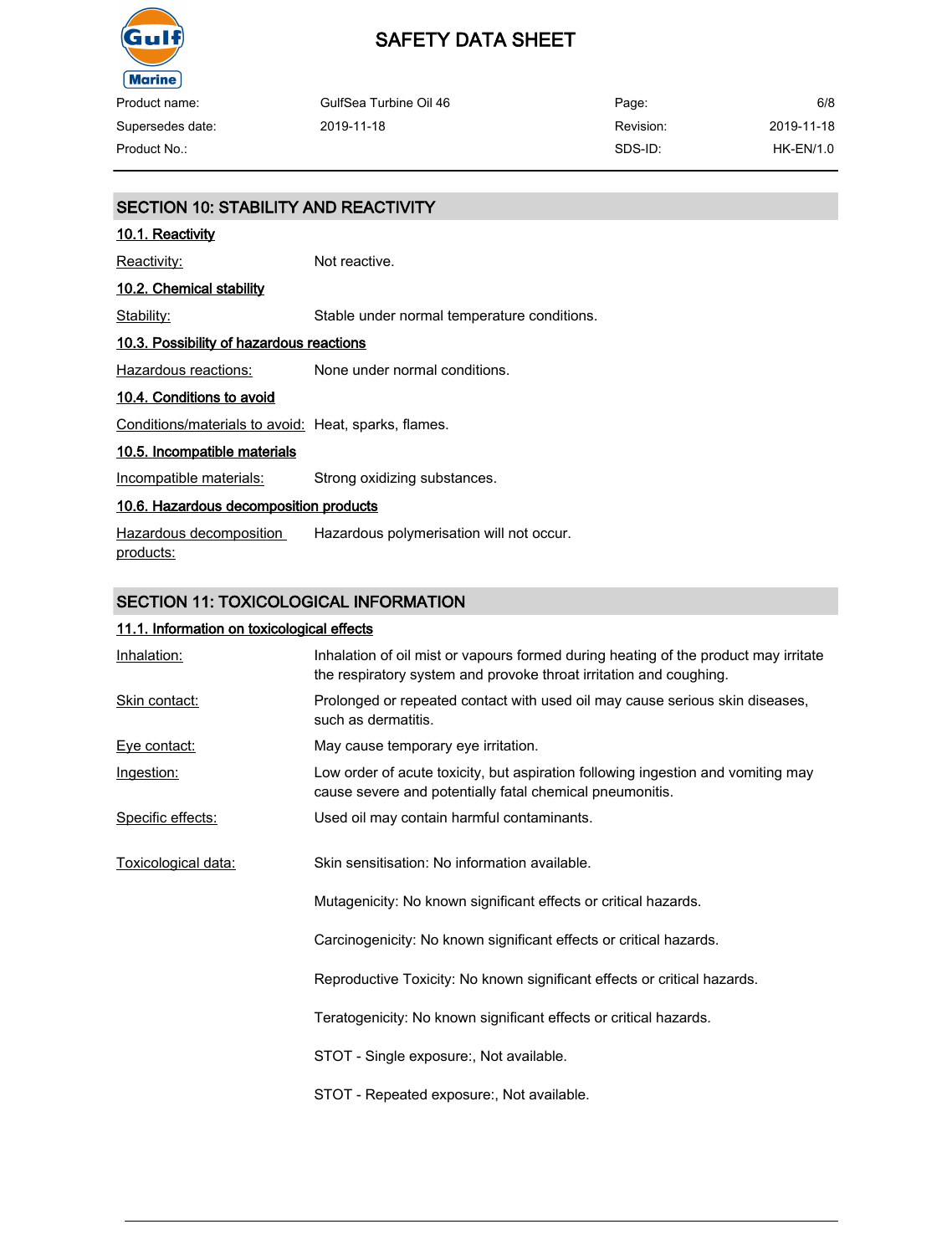## SECTION 10: STABILITY AND REACTIVITY

### 10.1. Reactivity

Reactivity: Not reactive.

### 10.2. Chemical stability

Stability: Stable under normal temperature conditions.

### 10.3. Possibility of hazardous reactions

Hazardous reactions: None under normal conditions.

### 10.4. Conditions to avoid

Conditions/materials to avoid: Heat, sparks, flames.

### 10.5. Incompatible materials

Incompatible materials: Strong oxidizing substances.

### 10.6. Hazardous decomposition products

Hazardous decomposition products: Hazardous polymerisation will not occur.

## SECTION 11: TOXICOLOGICAL INFORMATION

### 11.1. Information on toxicological effects

Inhalation: Inhalation of oil mist or vapours formed during heating of the product may irritate the respiratory system and provoke throat irritation and coughing.

Skin contact: Prolonged or repeated contact with used oil may cause serious skin diseases, such as dermatitis.

Eye contact: May cause temporary eye irritation.

Ingestion: Low order of acute toxicity, but aspiration following ingestion and vomiting may cause severe and potentially fatal chemical pneumonitis.

Specific effects: Used oil may contain harmful contaminants.

Toxicological data: Skin sensitisation: No information available.

Mutagenicity: No known significant effects or critical hazards.

Carcinogenicity: No known significant effects or critical hazards.

Reproductive Toxicity: No known significant effects or critical hazards.

Teratogenicity: No known significant effects or critical hazards.

STOT - Single exposure:, Not available.

STOT - Repeated exposure:, Not available.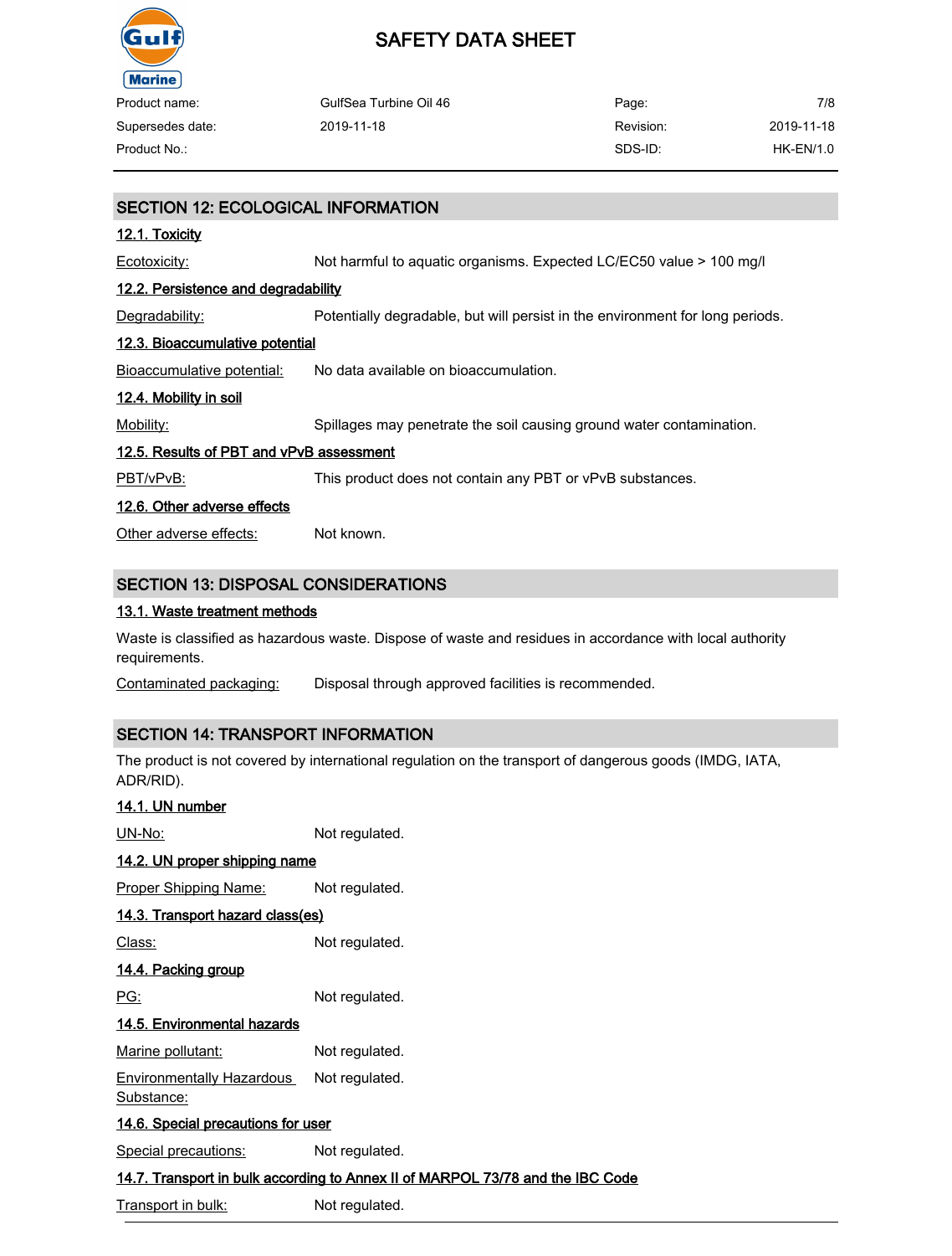## SECTION 12: ECOLOGICAL INFORMATION

### 12.1. Toxicity

Ecotoxicity: Not harmful to aquatic organisms. Expected LC/EC50 value > 100 mg/l

### 12.2. Persistence and degradability

Degradability: Potentially degradable, but will persist in the environment for long periods.

### 12.3. Bioaccumulative potential

Bioaccumulative potential: No data available on bioaccumulation.

### 12.4. Mobility in soil

Mobility: Spillages may penetrate the soil causing ground water contamination.

### 12.5. Results of PBT and vPvB assessment

PBT/vPvB: This product does not contain any PBT or vPvB substances.

### 12.6. Other adverse effects

Other adverse effects: Not known.

## SECTION 13: DISPOSAL CONSIDERATIONS

### 13.1. Waste treatment methods

Waste is classified as hazardous waste. Dispose of waste and residues in accordance with local authority requirements.

Contaminated packaging: Disposal through approved facilities is recommended.

## SECTION 14: TRANSPORT INFORMATION

The product is not covered by international regulation on the transport of dangerous goods (IMDG, IATA, ADR/RID).

### 14.1. UN number

UN-No: Not regulated.

### 14.2. UN proper shipping name

Proper Shipping Name: Not regulated.

### 14.3. Transport hazard class(es)

Class: Not regulated.

### 14.4. Packing group

PG: Not regulated.

### 14.5. Environmental hazards

Marine pollutant: Not regulated.

Environmentally Hazardous Substance: Not regulated.

### 14.6. Special precautions for user

Special precautions: Not regulated.

### 14.7. Transport in bulk according to Annex II of MARPOL 73/78 and the IBC Code

Transport in bulk: Not regulated.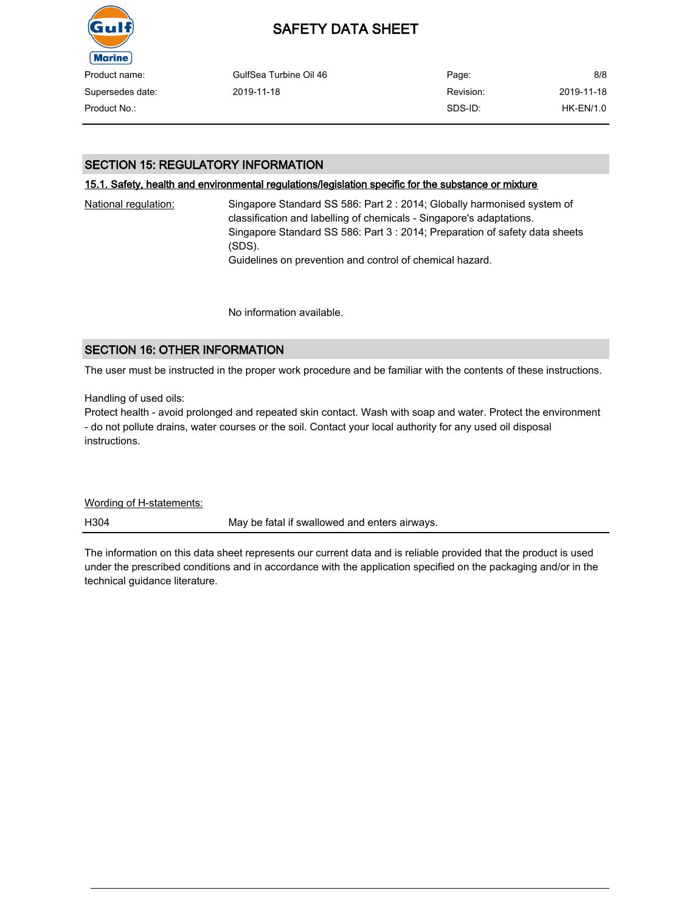## SECTION 15: REGULATORY INFORMATION

### 15.1. Safety, health and environmental regulations/legislation specific for the substance or mixture

| | |
|---|---|
| National regulation: | Singapore Standard SS 586: Part 2 : 2014; Globally harmonised system of classification and labelling of chemicals - Singapore's adaptations.<br>Singapore Standard SS 586: Part 3 : 2014; Preparation of safety data sheets (SDS).<br>Guidelines on prevention and control of chemical hazard. |

No information available.

## SECTION 16: OTHER INFORMATION

The user must be instructed in the proper work procedure and be familiar with the contents of these instructions.

Handling of used oils:
Protect health - avoid prolonged and repeated skin contact. Wash with soap and water. Protect the environment - do not pollute drains, water courses or the soil. Contact your local authority for any used oil disposal instructions.

Wording of H-statements:

| | |
|---|---|
| H304 | May be fatal if swallowed and enters airways. |

The information on this data sheet represents our current data and is reliable provided that the product is used under the prescribed conditions and in accordance with the application specified on the packaging and/or in the technical guidance literature.